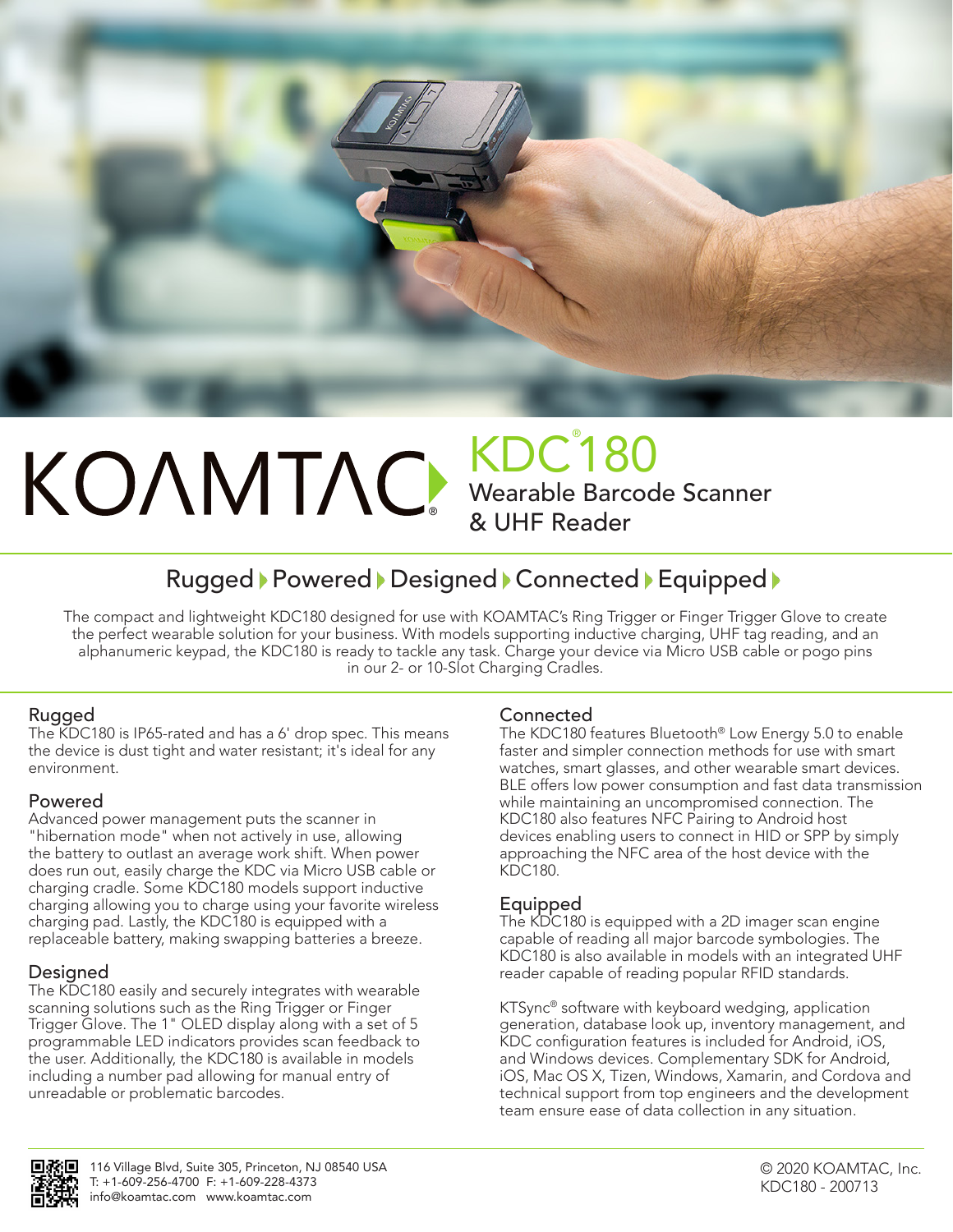# KOAMTAC®

## KDC®180
Wearable Barcode Scanner & UHF Reader

## Rugged ▸ Powered ▸ Designed ▸ Connected ▸ Equipped ▸

The compact and lightweight KDC180 designed for use with KOAMTAC's Ring Trigger or Finger Trigger Glove to create the perfect wearable solution for your business. With models supporting inductive charging, UHF tag reading, and an alphanumeric keypad, the KDC180 is ready to tackle any task. Charge your device via Micro USB cable or pogo pins in our 2- or 10-Slot Charging Cradles.

### Rugged
The KDC180 is IP65-rated and has a 6' drop spec. This means the device is dust tight and water resistant; it's ideal for any environment.

### Powered
Advanced power management puts the scanner in "hibernation mode" when not actively in use, allowing the battery to outlast an average work shift. When power does run out, easily charge the KDC via Micro USB cable or charging cradle. Some KDC180 models support inductive charging allowing you to charge using your favorite wireless charging pad. Lastly, the KDC180 is equipped with a replaceable battery, making swapping batteries a breeze.

### Designed
The KDC180 easily and securely integrates with wearable scanning solutions such as the Ring Trigger or Finger Trigger Glove. The 1" OLED display along with a set of 5 programmable LED indicators provides scan feedback to the user. Additionally, the KDC180 is available in models including a number pad allowing for manual entry of unreadable or problematic barcodes.

### Connected
The KDC180 features Bluetooth® Low Energy 5.0 to enable faster and simpler connection methods for use with smart watches, smart glasses, and other wearable smart devices. BLE offers low power consumption and fast data transmission while maintaining an uncompromised connection. The KDC180 also features NFC Pairing to Android host devices enabling users to connect in HID or SPP by simply approaching the NFC area of the host device with the KDC180.

### Equipped
The KDC180 is equipped with a 2D imager scan engine capable of reading all major barcode symbologies. The KDC180 is also available in models with an integrated UHF reader capable of reading popular RFID standards.

KTSync® software with keyboard wedging, application generation, database look up, inventory management, and KDC configuration features is included for Android, iOS, and Windows devices. Complementary SDK for Android, iOS, Mac OS X, Tizen, Windows, Xamarin, and Cordova and technical support from top engineers and the development team ensure ease of data collection in any situation.

116 Village Blvd, Suite 305, Princeton, NJ 08540 USA
T: +1-609-256-4700 F: +1-609-228-4373
info@koamtac.com www.koamtac.com

© 2020 KOAMTAC, Inc.
KDC180 - 200713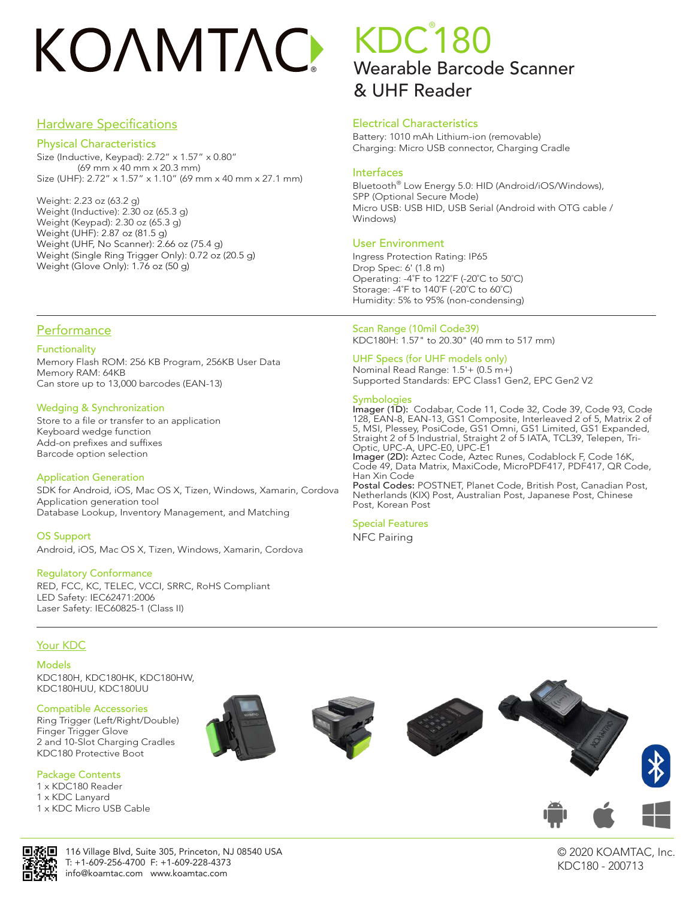# KOAMTAC

# KDC®180

## Wearable Barcode Scanner & UHF Reader

## Hardware Specifications

### Physical Characteristics

Size (Inductive, Keypad): 2.72" x 1.57" x 0.80" (69 mm x 40 mm x 20.3 mm)
Size (UHF): 2.72" x 1.57" x 1.10" (69 mm x 40 mm x 27.1 mm)

Weight: 2.23 oz (63.2 g)
Weight (Inductive): 2.30 oz (65.3 g)
Weight (Keypad): 2.30 oz (65.3 g)
Weight (UHF): 2.87 oz (81.5 g)
Weight (UHF, No Scanner): 2.66 oz (75.4 g)
Weight (Single Ring Trigger Only): 0.72 oz (20.5 g)
Weight (Glove Only): 1.76 oz (50 g)

### Electrical Characteristics

Battery: 1010 mAh Lithium-ion (removable)
Charging: Micro USB connector, Charging Cradle

### Interfaces

Bluetooth® Low Energy 5.0: HID (Android/iOS/Windows), SPP (Optional Secure Mode)
Micro USB: USB HID, USB Serial (Android with OTG cable / Windows)

### User Environment

Ingress Protection Rating: IP65
Drop Spec: 6' (1.8 m)
Operating: -4˚F to 122˚F (-20˚C to 50˚C)
Storage: -4˚F to 140˚F (-20˚C to 60˚C)
Humidity: 5% to 95% (non-condensing)

## Performance

### Functionality

Memory Flash ROM: 256 KB Program, 256KB User Data
Memory RAM: 64KB
Can store up to 13,000 barcodes (EAN-13)

### Wedging & Synchronization

Store to a file or transfer to an application
Keyboard wedge function
Add-on prefixes and suffixes
Barcode option selection

### Application Generation

SDK for Android, iOS, Mac OS X, Tizen, Windows, Xamarin, Cordova
Application generation tool
Database Lookup, Inventory Management, and Matching

### OS Support

Android, iOS, Mac OS X, Tizen, Windows, Xamarin, Cordova

### Regulatory Conformance

RED, FCC, KC, TELEC, VCCI, SRRC, RoHS Compliant
LED Safety: IEC62471:2006
Laser Safety: IEC60825-1 (Class II)

### Scan Range (10mil Code39)

KDC180H: 1.57" to 20.30" (40 mm to 517 mm)

### UHF Specs (for UHF models only)

Nominal Read Range: 1.5'+ (0.5 m+)
Supported Standards: EPC Class1 Gen2, EPC Gen2 V2

### Symbologies

**Imager (1D):** Codabar, Code 11, Code 32, Code 39, Code 93, Code 128, EAN-8, EAN-13, GS1 Composite, Interleaved 2 of 5, Matrix 2 of 5, MSI, Plessey, PosiCode, GS1 Omni, GS1 Limited, GS1 Expanded, Straight 2 of 5 Industrial, Straight 2 of 5 IATA, TCL39, Telepen, Tri-Optic, UPC-A, UPC-E0, UPC-E1
**Imager (2D):** Aztec Code, Aztec Runes, Codablock F, Code 16K, Code 49, Data Matrix, MaxiCode, MicroPDF417, PDF417, QR Code, Han Xin Code
**Postal Codes:** POSTNET, Planet Code, British Post, Canadian Post, Netherlands (KIX) Post, Australian Post, Japanese Post, Chinese Post, Korean Post

### Special Features

NFC Pairing

## Your KDC

### Models

KDC180H, KDC180HK, KDC180HW, KDC180HUU, KDC180UU

### Compatible Accessories

Ring Trigger (Left/Right/Double)
Finger Trigger Glove
2 and 10-Slot Charging Cradles
KDC180 Protective Boot

### Package Contents

1 x KDC180 Reader
1 x KDC Lanyard
1 x KDC Micro USB Cable

116 Village Blvd, Suite 305, Princeton, NJ 08540 USA
T: +1-609-256-4700 F: +1-609-228-4373
info@koamtac.com www.koamtac.com

© 2020 KOAMTAC, Inc.
KDC180 - 200713